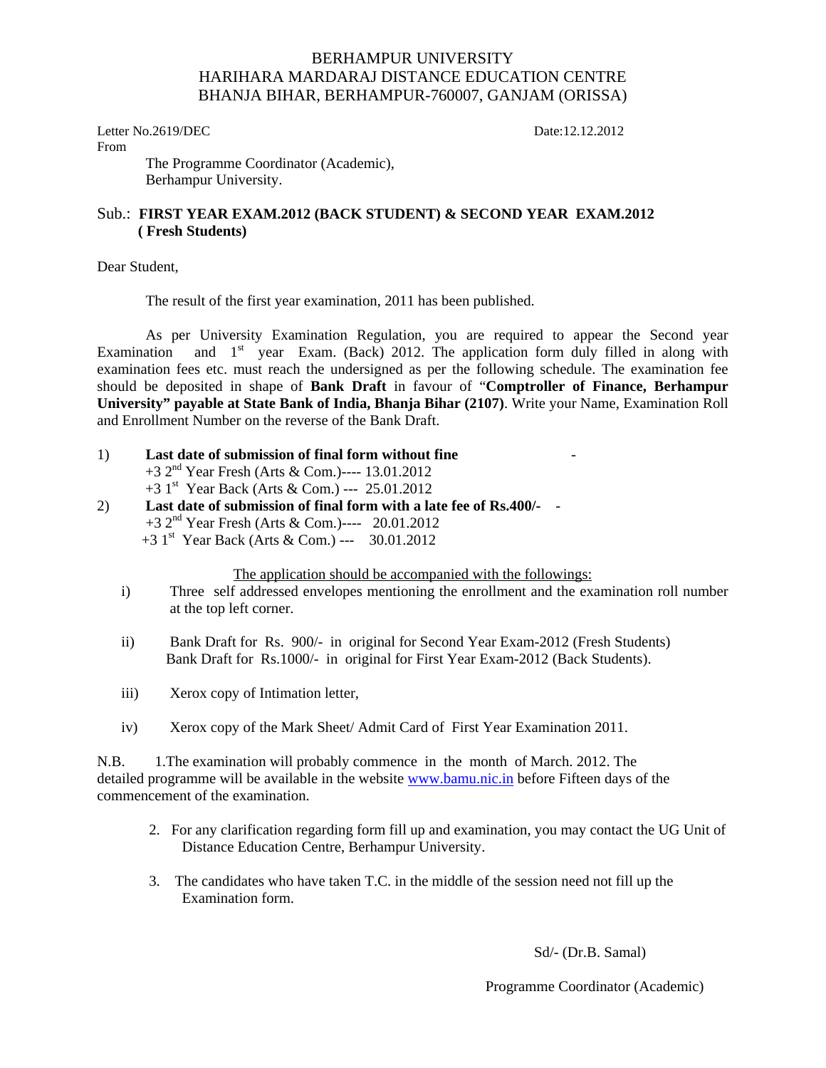BERHAMPUR UNIVERSITY
HARIHARA MARDARAJ DISTANCE EDUCATION CENTRE
BHANJA BIHAR, BERHAMPUR-760007, GANJAM (ORISSA)

Letter No.2619/DEC                                                                                    Date:12.12.2012

From

The Programme Coordinator (Academic),
Berhampur University.

Sub.: **FIRST YEAR EXAM.2012 (BACK STUDENT) & SECOND YEAR EXAM.2012 ( Fresh Students)**

Dear Student,

The result of the first year examination, 2011 has been published.

As per University Examination Regulation, you are required to appear the Second year Examination and 1st year Exam. (Back) 2012. The application form duly filled in along with examination fees etc. must reach the undersigned as per the following schedule. The examination fee should be deposited in shape of **Bank Draft** in favour of "**Comptroller of Finance, Berhampur University" payable at State Bank of India, Bhanja Bihar (2107)**. Write your Name, Examination Roll and Enrollment Number on the reverse of the Bank Draft.

1) **Last date of submission of final form without fine** -
   +3 2nd Year Fresh (Arts & Com.)---- 13.01.2012
   +3 1st Year Back (Arts & Com.) --- 25.01.2012
2) **Last date of submission of final form with a late fee of Rs.400/-** -
   +3 2nd Year Fresh (Arts & Com.)---- 20.01.2012
   +3 1st Year Back (Arts & Com.) --- 30.01.2012

The application should be accompanied with the followings:

i) Three self addressed envelopes mentioning the enrollment and the examination roll number at the top left corner.

ii) Bank Draft for Rs. 900/- in original for Second Year Exam-2012 (Fresh Students)
    Bank Draft for Rs.1000/- in original for First Year Exam-2012 (Back Students).

iii) Xerox copy of Intimation letter,

iv) Xerox copy of the Mark Sheet/ Admit Card of First Year Examination 2011.

N.B. 1.The examination will probably commence in the month of March. 2012. The detailed programme will be available in the website www.bamu.nic.in before Fifteen days of the commencement of the examination.

2. For any clarification regarding form fill up and examination, you may contact the UG Unit of Distance Education Centre, Berhampur University.

3. The candidates who have taken T.C. in the middle of the session need not fill up the Examination form.

Sd/- (Dr.B. Samal)

Programme Coordinator (Academic)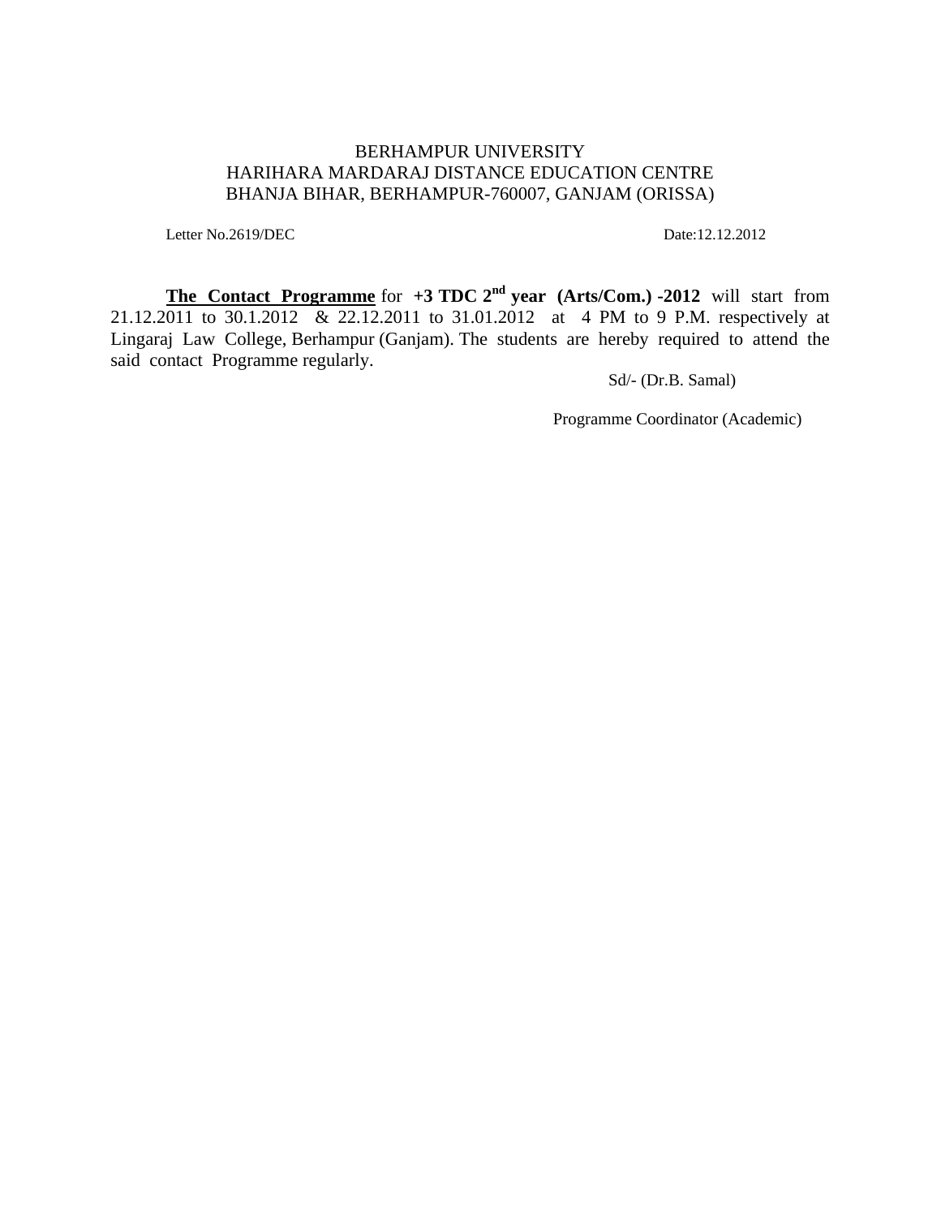BERHAMPUR UNIVERSITY
HARIHARA MARDARAJ DISTANCE EDUCATION CENTRE
BHANJA BIHAR, BERHAMPUR-760007, GANJAM (ORISSA)

Letter No.2619/DEC Date:12.12.2012

**<u>The Contact Programme</u>** for **+3 TDC 2nd year (Arts/Com.) -2012** will start from 21.12.2011 to 30.1.2012 & 22.12.2011 to 31.01.2012 at 4 PM to 9 P.M. respectively at Lingaraj Law College, Berhampur (Ganjam). The students are hereby required to attend the said contact Programme regularly.

Sd/- (Dr.B. Samal)

Programme Coordinator (Academic)